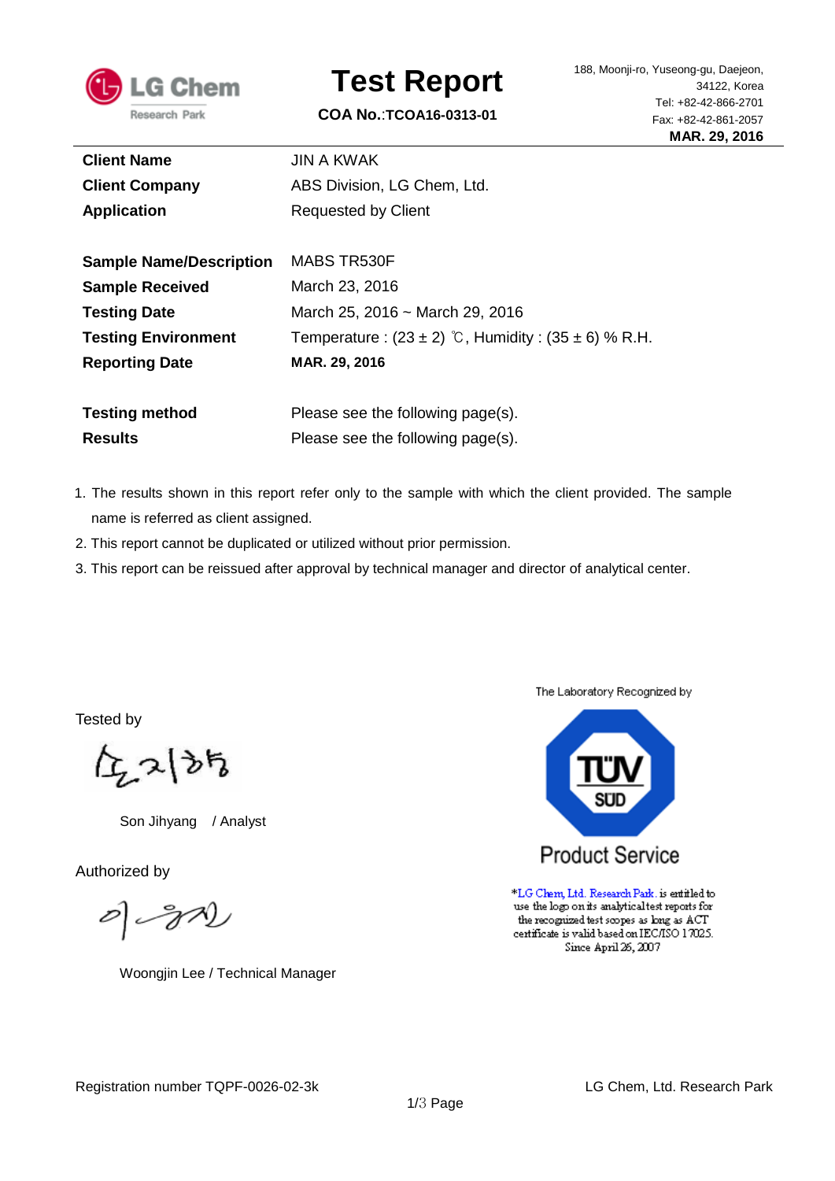LG Chem Research Park

# Test Report

**COA No.**:TCOA16-0313-01

188, Moonji-ro, Yuseong-gu, Daejeon, 34122, Korea
Tel: +82-42-866-2701
Fax: +82-42-861-2057
**MAR. 29, 2016**

| | |
|---|---|
| **Client Name** | JIN A KWAK |
| **Client Company** | ABS Division, LG Chem, Ltd. |
| **Application** | Requested by Client |
| **Sample Name/Description** | MABS TR530F |
| **Sample Received** | March 23, 2016 |
| **Testing Date** | March 25, 2016 ~ March 29, 2016 |
| **Testing Environment** | Temperature : (23 ± 2) ℃, Humidity : (35 ± 6) % R.H. |
| **Reporting Date** | **MAR. 29, 2016** |
| **Testing method** | Please see the following page(s). |
| **Results** | Please see the following page(s). |

1. The results shown in this report refer only to the sample with which the client provided. The sample name is referred as client assigned.
2. This report cannot be duplicated or utilized without prior permission.
3. This report can be reissued after approval by technical manager and director of analytical center.

Tested by

Son Jihyang / Analyst

Authorized by

Woongjin Lee / Technical Manager

The Laboratory Recognized by

TÜV SÜD Product Service

*LG Chem, Ltd. Research Park. is entitled to use the logo on its analytical test reports for the recognized test scopes as long as ACT certificate is valid based on IEC/ISO 17025. Since April 26, 2007

Registration number TQPF-0026-02-3k

LG Chem, Ltd. Research Park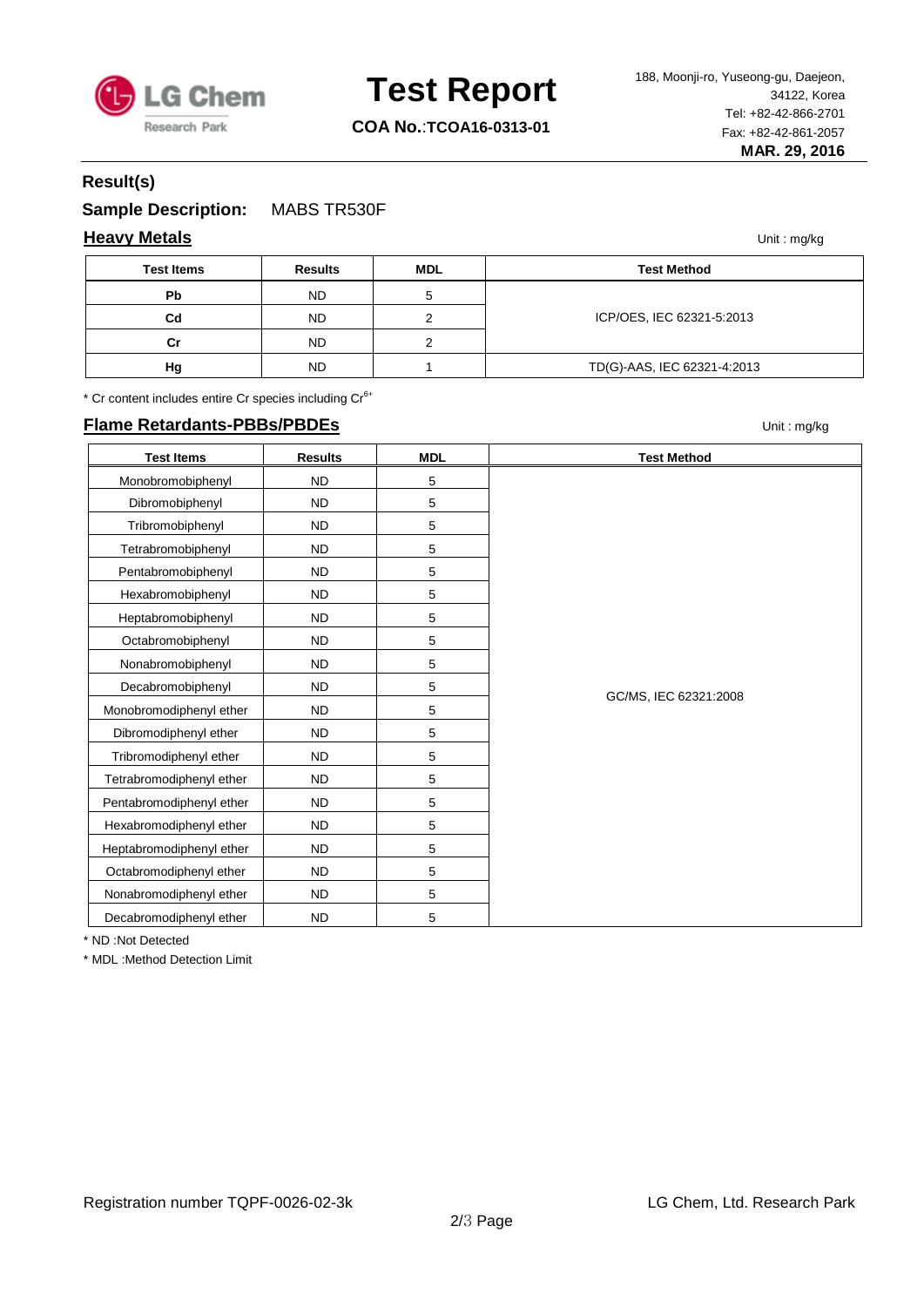# Test Report

**COA No.**:**TCOA16-0313-01**

188, Moonji-ro, Yuseong-gu, Daejeon, 34122, Korea
Tel: +82-42-866-2701
Fax: +82-42-861-2057
**MAR. 29, 2016**

## Result(s)

**Sample Description:** MABS TR530F

### Heavy Metals

Unit : mg/kg

| Test Items | Results | MDL | Test Method |
|---|---|---|---|
| Pb | ND | 5 | ICP/OES, IEC 62321-5:2013 |
| Cd | ND | 2 | |
| Cr | ND | 2 | |
| Hg | ND | 1 | TD(G)-AAS, IEC 62321-4:2013 |

* Cr content includes entire Cr species including $Cr^{6+}$

### Flame Retardants-PBBs/PBDEs

Unit : mg/kg

| Test Items | Results | MDL | Test Method |
|---|---|---|---|
| Monobromobiphenyl | ND | 5 | GC/MS, IEC 62321:2008 |
| Dibromobiphenyl | ND | 5 | |
| Tribromobiphenyl | ND | 5 | |
| Tetrabromobiphenyl | ND | 5 | |
| Pentabromobiphenyl | ND | 5 | |
| Hexabromobiphenyl | ND | 5 | |
| Heptabromobiphenyl | ND | 5 | |
| Octabromobiphenyl | ND | 5 | |
| Nonabromobiphenyl | ND | 5 | |
| Decabromobiphenyl | ND | 5 | |
| Monobromodiphenyl ether | ND | 5 | |
| Dibromodiphenyl ether | ND | 5 | |
| Tribromodiphenyl ether | ND | 5 | |
| Tetrabromodiphenyl ether | ND | 5 | |
| Pentabromodiphenyl ether | ND | 5 | |
| Hexabromodiphenyl ether | ND | 5 | |
| Heptabromodiphenyl ether | ND | 5 | |
| Octabromodiphenyl ether | ND | 5 | |
| Nonabromodiphenyl ether | ND | 5 | |
| Decabromodiphenyl ether | ND | 5 | |

* ND :Not Detected

* MDL :Method Detection Limit

Registration number TQPF-0026-02-3k

LG Chem, Ltd. Research Park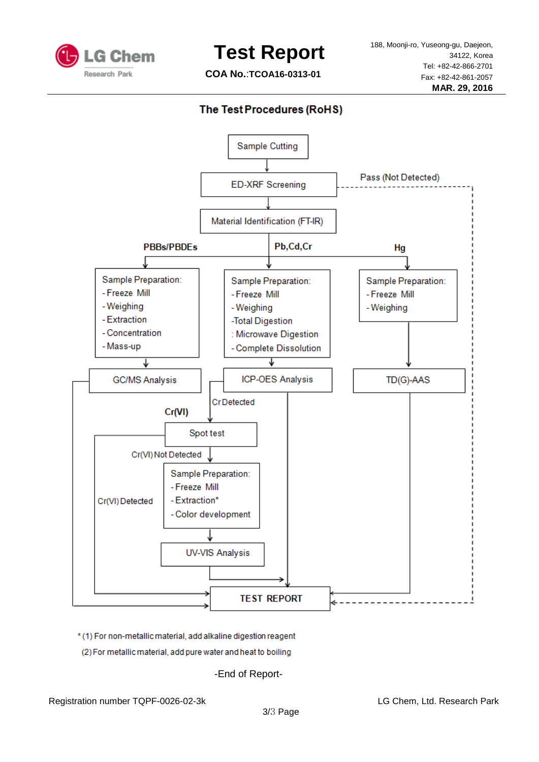# Test Report

**COA No.**:TCOA16-0313-01

188, Moonji-ro, Yuseong-gu, Daejeon, 34122, Korea
Tel: +82-42-866-2701
Fax: +82-42-861-2057
**MAR. 29, 2016**

## The Test Procedures (RoHS)

Sample Cutting

ED-XRF Screening

Pass (Not Detected)

Material Identification (FT-IR)

PBBs/PBDEs

Pb,Cd,Cr

Hg

Sample Preparation:
- Freeze Mill
- Weighing
- Extraction
- Concentration
- Mass-up

Sample Preparation:
- Freeze Mill
- Weighing
-Total Digestion
: Microwave Digestion
- Complete Dissolution

Sample Preparation:
- Freeze Mill
- Weighing

GC/MS Analysis

ICP-OES Analysis

TD(G)-AAS

Cr Detected

Cr(VI)

Spot test

Cr(VI) Not Detected

Cr(VI) Detected

Sample Preparation:
- Freeze Mill
- Extraction*
- Color development

UV-VIS Analysis

TEST REPORT

* (1) For non-metallic material, add alkaline digestion reagent
(2) For metallic material, add pure water and heat to boiling

-End of Report-

Registration number TQPF-0026-02-3k

LG Chem, Ltd. Research Park